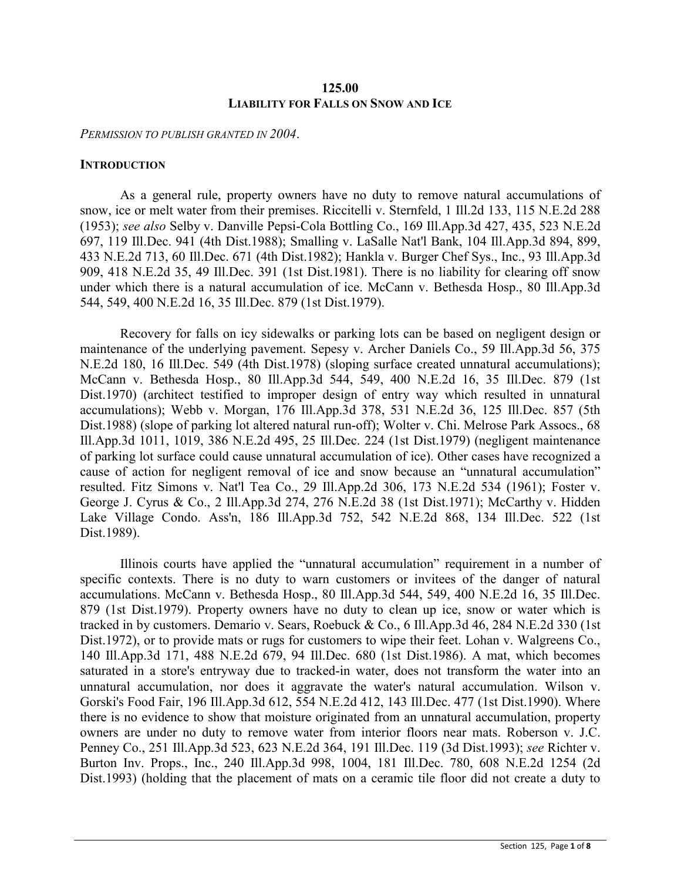## 125.00
## LIABILITY FOR FALLS ON SNOW AND ICE

*PERMISSION TO PUBLISH GRANTED IN 2004.*

### INTRODUCTION

As a general rule, property owners have no duty to remove natural accumulations of snow, ice or melt water from their premises. Riccitelli v. Sternfeld, 1 Ill.2d 133, 115 N.E.2d 288 (1953); *see also* Selby v. Danville Pepsi-Cola Bottling Co., 169 Ill.App.3d 427, 435, 523 N.E.2d 697, 119 Ill.Dec. 941 (4th Dist.1988); Smalling v. LaSalle Nat'l Bank, 104 Ill.App.3d 894, 899, 433 N.E.2d 713, 60 Ill.Dec. 671 (4th Dist.1982); Hankla v. Burger Chef Sys., Inc., 93 Ill.App.3d 909, 418 N.E.2d 35, 49 Ill.Dec. 391 (1st Dist.1981). There is no liability for clearing off snow under which there is a natural accumulation of ice. McCann v. Bethesda Hosp., 80 Ill.App.3d 544, 549, 400 N.E.2d 16, 35 Ill.Dec. 879 (1st Dist.1979).

Recovery for falls on icy sidewalks or parking lots can be based on negligent design or maintenance of the underlying pavement. Sepesy v. Archer Daniels Co., 59 Ill.App.3d 56, 375 N.E.2d 180, 16 Ill.Dec. 549 (4th Dist.1978) (sloping surface created unnatural accumulations); McCann v. Bethesda Hosp., 80 Ill.App.3d 544, 549, 400 N.E.2d 16, 35 Ill.Dec. 879 (1st Dist.1970) (architect testified to improper design of entry way which resulted in unnatural accumulations); Webb v. Morgan, 176 Ill.App.3d 378, 531 N.E.2d 36, 125 Ill.Dec. 857 (5th Dist.1988) (slope of parking lot altered natural run-off); Wolter v. Chi. Melrose Park Assocs., 68 Ill.App.3d 1011, 1019, 386 N.E.2d 495, 25 Ill.Dec. 224 (1st Dist.1979) (negligent maintenance of parking lot surface could cause unnatural accumulation of ice). Other cases have recognized a cause of action for negligent removal of ice and snow because an "unnatural accumulation" resulted. Fitz Simons v. Nat'l Tea Co., 29 Ill.App.2d 306, 173 N.E.2d 534 (1961); Foster v. George J. Cyrus & Co., 2 Ill.App.3d 274, 276 N.E.2d 38 (1st Dist.1971); McCarthy v. Hidden Lake Village Condo. Ass'n, 186 Ill.App.3d 752, 542 N.E.2d 868, 134 Ill.Dec. 522 (1st Dist.1989).

Illinois courts have applied the "unnatural accumulation" requirement in a number of specific contexts. There is no duty to warn customers or invitees of the danger of natural accumulations. McCann v. Bethesda Hosp., 80 Ill.App.3d 544, 549, 400 N.E.2d 16, 35 Ill.Dec. 879 (1st Dist.1979). Property owners have no duty to clean up ice, snow or water which is tracked in by customers. Demario v. Sears, Roebuck & Co., 6 Ill.App.3d 46, 284 N.E.2d 330 (1st Dist.1972), or to provide mats or rugs for customers to wipe their feet. Lohan v. Walgreens Co., 140 Ill.App.3d 171, 488 N.E.2d 679, 94 Ill.Dec. 680 (1st Dist.1986). A mat, which becomes saturated in a store's entryway due to tracked-in water, does not transform the water into an unnatural accumulation, nor does it aggravate the water's natural accumulation. Wilson v. Gorski's Food Fair, 196 Ill.App.3d 612, 554 N.E.2d 412, 143 Ill.Dec. 477 (1st Dist.1990). Where there is no evidence to show that moisture originated from an unnatural accumulation, property owners are under no duty to remove water from interior floors near mats. Roberson v. J.C. Penney Co., 251 Ill.App.3d 523, 623 N.E.2d 364, 191 Ill.Dec. 119 (3d Dist.1993); *see* Richter v. Burton Inv. Props., Inc., 240 Ill.App.3d 998, 1004, 181 Ill.Dec. 780, 608 N.E.2d 1254 (2d Dist.1993) (holding that the placement of mats on a ceramic tile floor did not create a duty to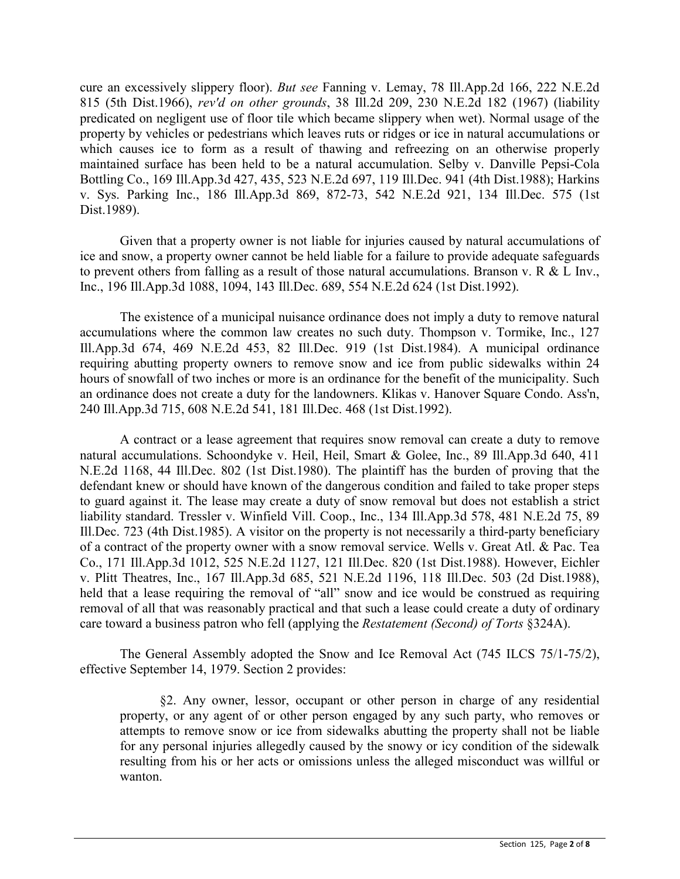cure an excessively slippery floor). *But see* Fanning v. Lemay, 78 Ill.App.2d 166, 222 N.E.2d 815 (5th Dist.1966), *rev'd on other grounds*, 38 Ill.2d 209, 230 N.E.2d 182 (1967) (liability predicated on negligent use of floor tile which became slippery when wet). Normal usage of the property by vehicles or pedestrians which leaves ruts or ridges or ice in natural accumulations or which causes ice to form as a result of thawing and refreezing on an otherwise properly maintained surface has been held to be a natural accumulation. Selby v. Danville Pepsi-Cola Bottling Co., 169 Ill.App.3d 427, 435, 523 N.E.2d 697, 119 Ill.Dec. 941 (4th Dist.1988); Harkins v. Sys. Parking Inc., 186 Ill.App.3d 869, 872-73, 542 N.E.2d 921, 134 Ill.Dec. 575 (1st Dist.1989).

Given that a property owner is not liable for injuries caused by natural accumulations of ice and snow, a property owner cannot be held liable for a failure to provide adequate safeguards to prevent others from falling as a result of those natural accumulations. Branson v. R & L Inv., Inc., 196 Ill.App.3d 1088, 1094, 143 Ill.Dec. 689, 554 N.E.2d 624 (1st Dist.1992).

The existence of a municipal nuisance ordinance does not imply a duty to remove natural accumulations where the common law creates no such duty. Thompson v. Tormike, Inc., 127 Ill.App.3d 674, 469 N.E.2d 453, 82 Ill.Dec. 919 (1st Dist.1984). A municipal ordinance requiring abutting property owners to remove snow and ice from public sidewalks within 24 hours of snowfall of two inches or more is an ordinance for the benefit of the municipality. Such an ordinance does not create a duty for the landowners. Klikas v. Hanover Square Condo. Ass'n, 240 Ill.App.3d 715, 608 N.E.2d 541, 181 Ill.Dec. 468 (1st Dist.1992).

A contract or a lease agreement that requires snow removal can create a duty to remove natural accumulations. Schoondyke v. Heil, Heil, Smart & Golee, Inc., 89 Ill.App.3d 640, 411 N.E.2d 1168, 44 Ill.Dec. 802 (1st Dist.1980). The plaintiff has the burden of proving that the defendant knew or should have known of the dangerous condition and failed to take proper steps to guard against it. The lease may create a duty of snow removal but does not establish a strict liability standard. Tressler v. Winfield Vill. Coop., Inc., 134 Ill.App.3d 578, 481 N.E.2d 75, 89 Ill.Dec. 723 (4th Dist.1985). A visitor on the property is not necessarily a third-party beneficiary of a contract of the property owner with a snow removal service. Wells v. Great Atl. & Pac. Tea Co., 171 Ill.App.3d 1012, 525 N.E.2d 1127, 121 Ill.Dec. 820 (1st Dist.1988). However, Eichler v. Plitt Theatres, Inc., 167 Ill.App.3d 685, 521 N.E.2d 1196, 118 Ill.Dec. 503 (2d Dist.1988), held that a lease requiring the removal of "all" snow and ice would be construed as requiring removal of all that was reasonably practical and that such a lease could create a duty of ordinary care toward a business patron who fell (applying the *Restatement (Second) of Torts* §324A).

The General Assembly adopted the Snow and Ice Removal Act (745 ILCS 75/1-75/2), effective September 14, 1979. Section 2 provides:

> §2. Any owner, lessor, occupant or other person in charge of any residential property, or any agent of or other person engaged by any such party, who removes or attempts to remove snow or ice from sidewalks abutting the property shall not be liable for any personal injuries allegedly caused by the snowy or icy condition of the sidewalk resulting from his or her acts or omissions unless the alleged misconduct was willful or wanton.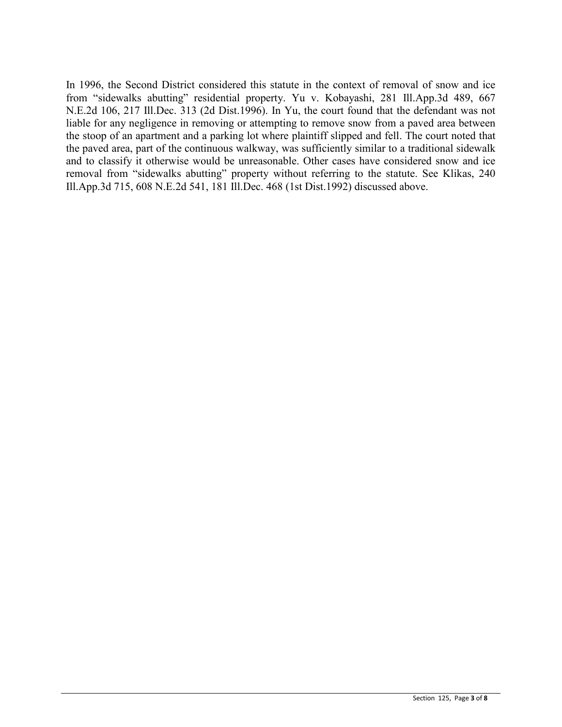In 1996, the Second District considered this statute in the context of removal of snow and ice from “sidewalks abutting” residential property. Yu v. Kobayashi, 281 Ill.App.3d 489, 667 N.E.2d 106, 217 Ill.Dec. 313 (2d Dist.1996). In Yu, the court found that the defendant was not liable for any negligence in removing or attempting to remove snow from a paved area between the stoop of an apartment and a parking lot where plaintiff slipped and fell. The court noted that the paved area, part of the continuous walkway, was sufficiently similar to a traditional sidewalk and to classify it otherwise would be unreasonable. Other cases have considered snow and ice removal from “sidewalks abutting” property without referring to the statute. See Klikas, 240 Ill.App.3d 715, 608 N.E.2d 541, 181 Ill.Dec. 468 (1st Dist.1992) discussed above.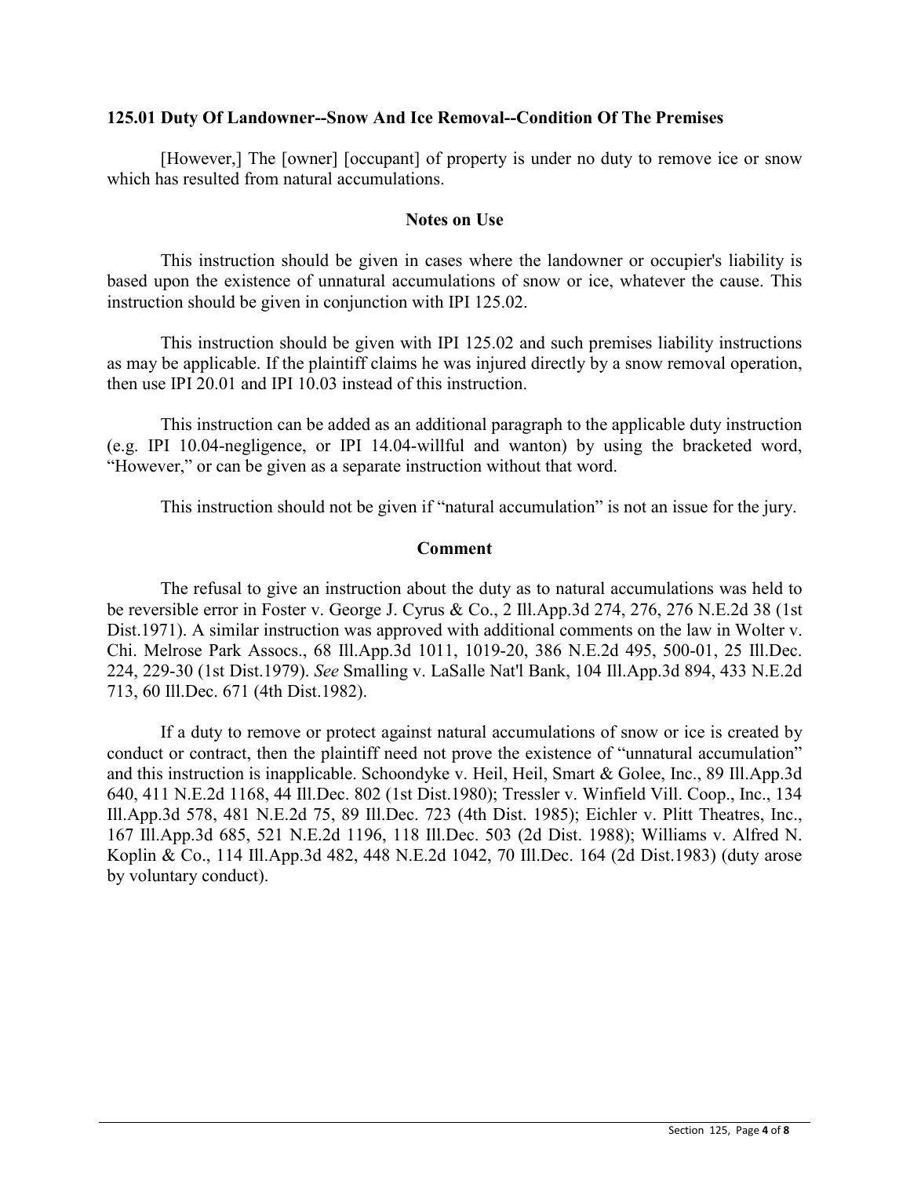### 125.01 Duty Of Landowner--Snow And Ice Removal--Condition Of The Premises

[However,] The [owner] [occupant] of property is under no duty to remove ice or snow which has resulted from natural accumulations.

#### Notes on Use

This instruction should be given in cases where the landowner or occupier's liability is based upon the existence of unnatural accumulations of snow or ice, whatever the cause. This instruction should be given in conjunction with IPI 125.02.

This instruction should be given with IPI 125.02 and such premises liability instructions as may be applicable. If the plaintiff claims he was injured directly by a snow removal operation, then use IPI 20.01 and IPI 10.03 instead of this instruction.

This instruction can be added as an additional paragraph to the applicable duty instruction (e.g. IPI 10.04-negligence, or IPI 14.04-willful and wanton) by using the bracketed word, "However," or can be given as a separate instruction without that word.

This instruction should not be given if "natural accumulation" is not an issue for the jury.

#### Comment

The refusal to give an instruction about the duty as to natural accumulations was held to be reversible error in Foster v. George J. Cyrus & Co., 2 Ill.App.3d 274, 276, 276 N.E.2d 38 (1st Dist.1971). A similar instruction was approved with additional comments on the law in Wolter v. Chi. Melrose Park Assocs., 68 Ill.App.3d 1011, 1019-20, 386 N.E.2d 495, 500-01, 25 Ill.Dec. 224, 229-30 (1st Dist.1979). *See* Smalling v. LaSalle Nat'l Bank, 104 Ill.App.3d 894, 433 N.E.2d 713, 60 Ill.Dec. 671 (4th Dist.1982).

If a duty to remove or protect against natural accumulations of snow or ice is created by conduct or contract, then the plaintiff need not prove the existence of "unnatural accumulation" and this instruction is inapplicable. Schoondyke v. Heil, Heil, Smart & Golee, Inc., 89 Ill.App.3d 640, 411 N.E.2d 1168, 44 Ill.Dec. 802 (1st Dist.1980); Tressler v. Winfield Vill. Coop., Inc., 134 Ill.App.3d 578, 481 N.E.2d 75, 89 Ill.Dec. 723 (4th Dist. 1985); Eichler v. Plitt Theatres, Inc., 167 Ill.App.3d 685, 521 N.E.2d 1196, 118 Ill.Dec. 503 (2d Dist. 1988); Williams v. Alfred N. Koplin & Co., 114 Ill.App.3d 482, 448 N.E.2d 1042, 70 Ill.Dec. 164 (2d Dist.1983) (duty arose by voluntary conduct).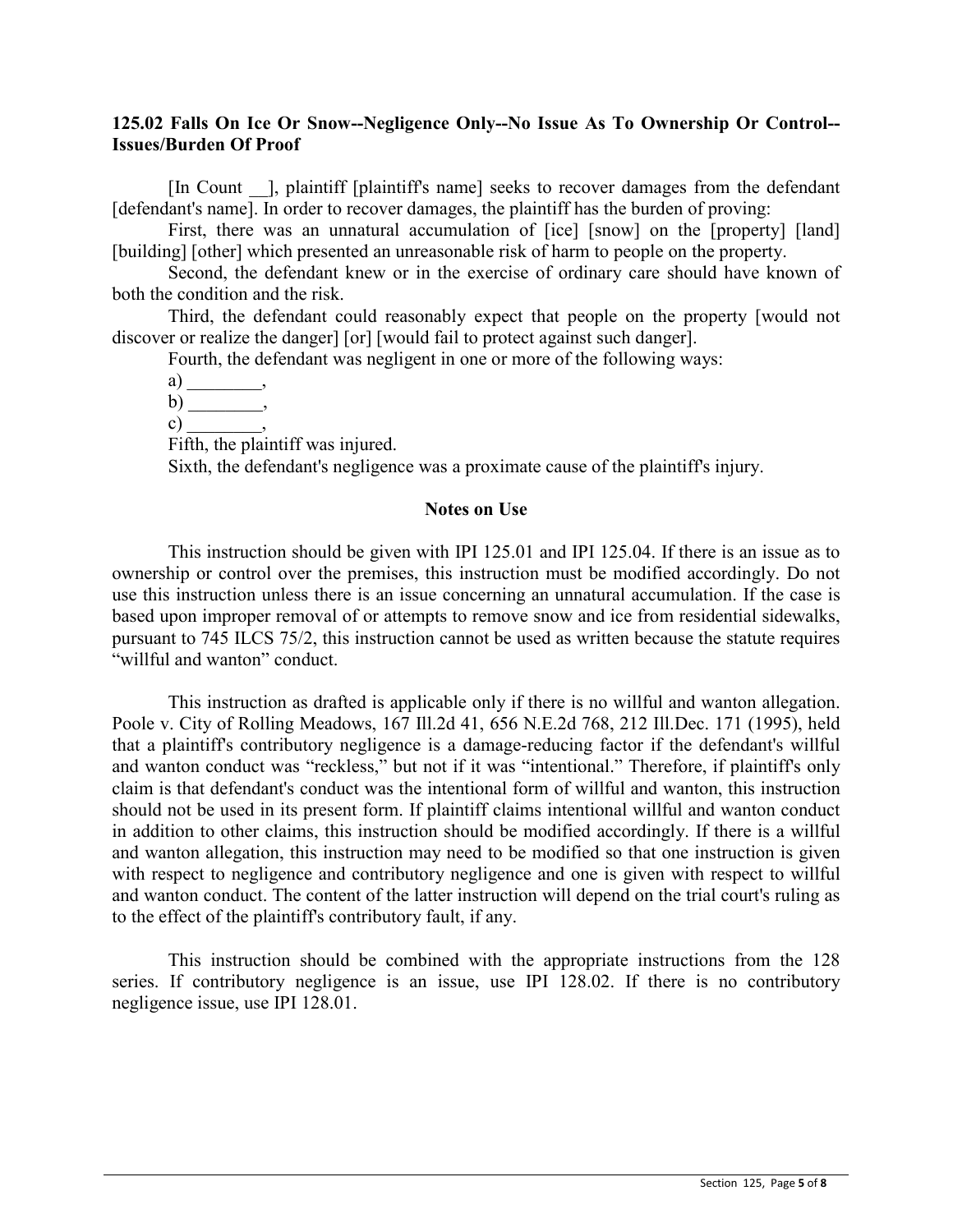**125.02 Falls On Ice Or Snow--Negligence Only--No Issue As To Ownership Or Control--Issues/Burden Of Proof**

[In Count __], plaintiff [plaintiff's name] seeks to recover damages from the defendant [defendant's name]. In order to recover damages, the plaintiff has the burden of proving:

First, there was an unnatural accumulation of [ice] [snow] on the [property] [land] [building] [other] which presented an unreasonable risk of harm to people on the property.

Second, the defendant knew or in the exercise of ordinary care should have known of both the condition and the risk.

Third, the defendant could reasonably expect that people on the property [would not discover or realize the danger] [or] [would fail to protect against such danger].

Fourth, the defendant was negligent in one or more of the following ways:

a) ________,

b) ________,

c) ________,

Fifth, the plaintiff was injured.

Sixth, the defendant's negligence was a proximate cause of the plaintiff's injury.

## Notes on Use

This instruction should be given with IPI 125.01 and IPI 125.04. If there is an issue as to ownership or control over the premises, this instruction must be modified accordingly. Do not use this instruction unless there is an issue concerning an unnatural accumulation. If the case is based upon improper removal of or attempts to remove snow and ice from residential sidewalks, pursuant to 745 ILCS 75/2, this instruction cannot be used as written because the statute requires "willful and wanton" conduct.

This instruction as drafted is applicable only if there is no willful and wanton allegation. Poole v. City of Rolling Meadows, 167 Ill.2d 41, 656 N.E.2d 768, 212 Ill.Dec. 171 (1995), held that a plaintiff's contributory negligence is a damage-reducing factor if the defendant's willful and wanton conduct was "reckless," but not if it was "intentional." Therefore, if plaintiff's only claim is that defendant's conduct was the intentional form of willful and wanton, this instruction should not be used in its present form. If plaintiff claims intentional willful and wanton conduct in addition to other claims, this instruction should be modified accordingly. If there is a willful and wanton allegation, this instruction may need to be modified so that one instruction is given with respect to negligence and contributory negligence and one is given with respect to willful and wanton conduct. The content of the latter instruction will depend on the trial court's ruling as to the effect of the plaintiff's contributory fault, if any.

This instruction should be combined with the appropriate instructions from the 128 series. If contributory negligence is an issue, use IPI 128.02. If there is no contributory negligence issue, use IPI 128.01.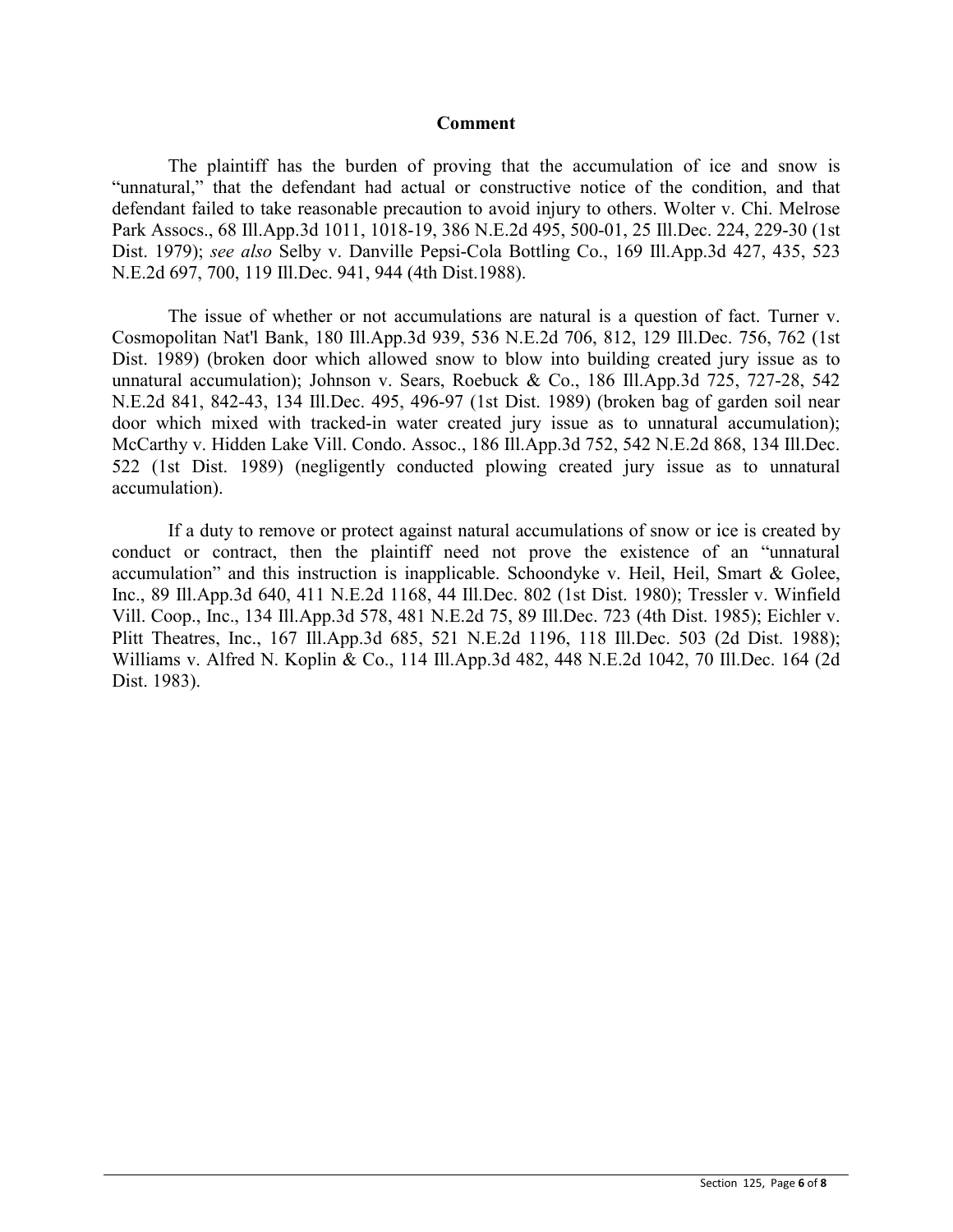### Comment

The plaintiff has the burden of proving that the accumulation of ice and snow is "unnatural," that the defendant had actual or constructive notice of the condition, and that defendant failed to take reasonable precaution to avoid injury to others. Wolter v. Chi. Melrose Park Assocs., 68 Ill.App.3d 1011, 1018-19, 386 N.E.2d 495, 500-01, 25 Ill.Dec. 224, 229-30 (1st Dist. 1979); *see also* Selby v. Danville Pepsi-Cola Bottling Co., 169 Ill.App.3d 427, 435, 523 N.E.2d 697, 700, 119 Ill.Dec. 941, 944 (4th Dist.1988).

The issue of whether or not accumulations are natural is a question of fact. Turner v. Cosmopolitan Nat'l Bank, 180 Ill.App.3d 939, 536 N.E.2d 706, 812, 129 Ill.Dec. 756, 762 (1st Dist. 1989) (broken door which allowed snow to blow into building created jury issue as to unnatural accumulation); Johnson v. Sears, Roebuck & Co., 186 Ill.App.3d 725, 727-28, 542 N.E.2d 841, 842-43, 134 Ill.Dec. 495, 496-97 (1st Dist. 1989) (broken bag of garden soil near door which mixed with tracked-in water created jury issue as to unnatural accumulation); McCarthy v. Hidden Lake Vill. Condo. Assoc., 186 Ill.App.3d 752, 542 N.E.2d 868, 134 Ill.Dec. 522 (1st Dist. 1989) (negligently conducted plowing created jury issue as to unnatural accumulation).

If a duty to remove or protect against natural accumulations of snow or ice is created by conduct or contract, then the plaintiff need not prove the existence of an "unnatural accumulation" and this instruction is inapplicable. Schoondyke v. Heil, Heil, Smart & Golee, Inc., 89 Ill.App.3d 640, 411 N.E.2d 1168, 44 Ill.Dec. 802 (1st Dist. 1980); Tressler v. Winfield Vill. Coop., Inc., 134 Ill.App.3d 578, 481 N.E.2d 75, 89 Ill.Dec. 723 (4th Dist. 1985); Eichler v. Plitt Theatres, Inc., 167 Ill.App.3d 685, 521 N.E.2d 1196, 118 Ill.Dec. 503 (2d Dist. 1988); Williams v. Alfred N. Koplin & Co., 114 Ill.App.3d 482, 448 N.E.2d 1042, 70 Ill.Dec. 164 (2d Dist. 1983).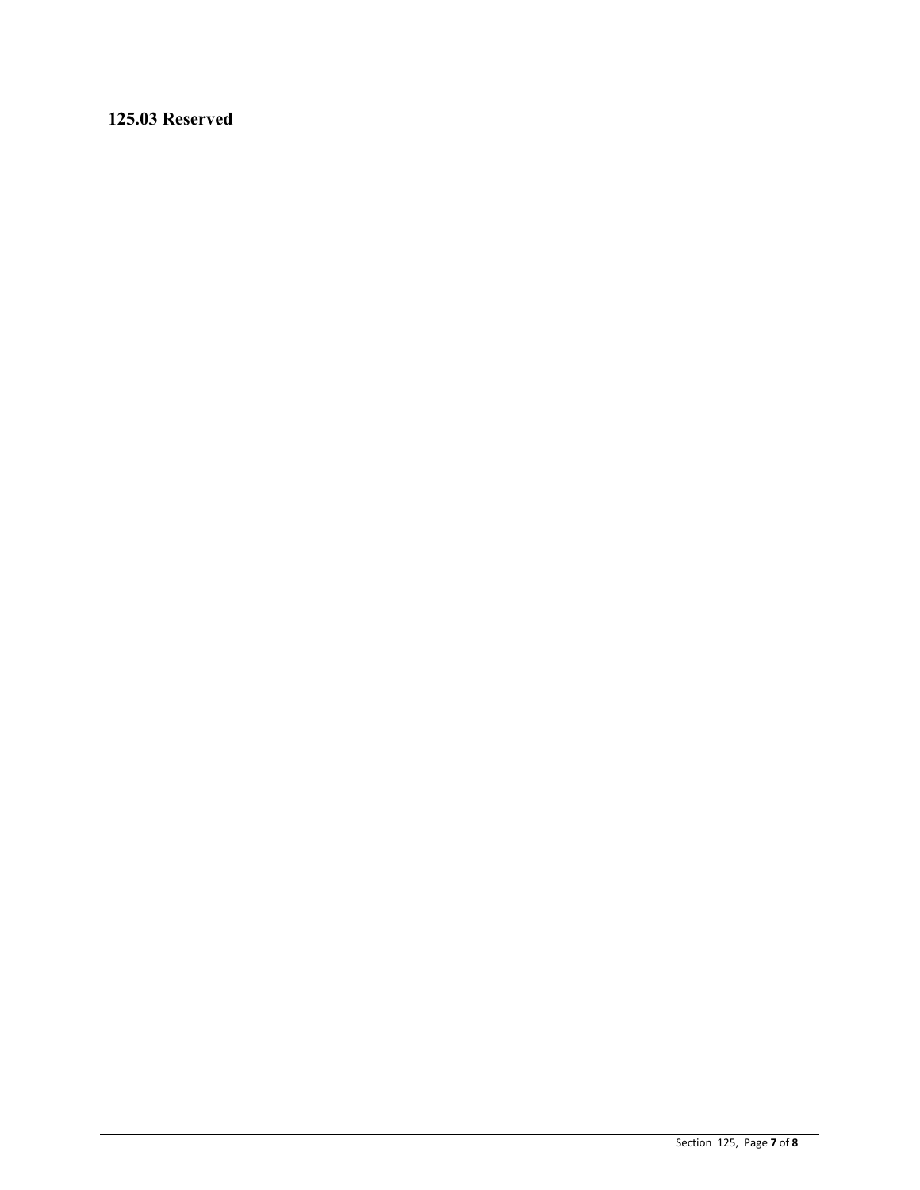## 125.03 Reserved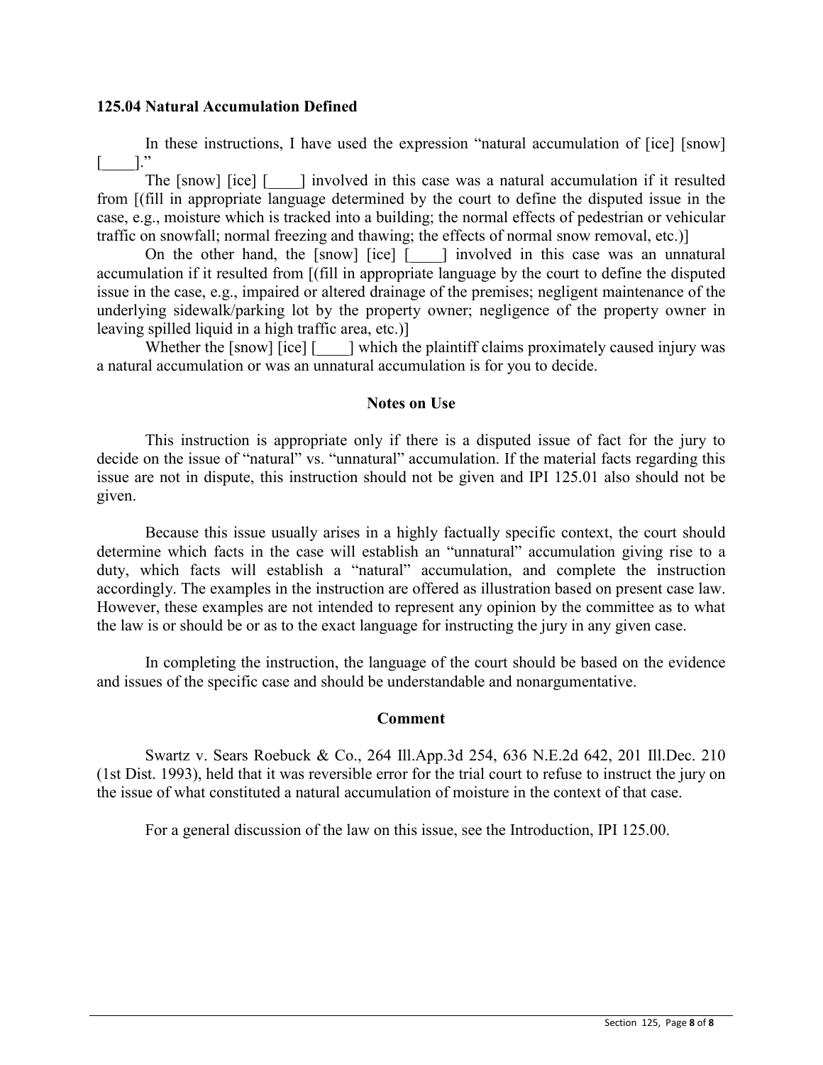### 125.04 Natural Accumulation Defined

In these instructions, I have used the expression "natural accumulation of [ice] [snow] [____]."

The [snow] [ice] [____] involved in this case was a natural accumulation if it resulted from [(fill in appropriate language determined by the court to define the disputed issue in the case, e.g., moisture which is tracked into a building; the normal effects of pedestrian or vehicular traffic on snowfall; normal freezing and thawing; the effects of normal snow removal, etc.)]

On the other hand, the [snow] [ice] [____] involved in this case was an unnatural accumulation if it resulted from [(fill in appropriate language by the court to define the disputed issue in the case, e.g., impaired or altered drainage of the premises; negligent maintenance of the underlying sidewalk/parking lot by the property owner; negligence of the property owner in leaving spilled liquid in a high traffic area, etc.)]

Whether the [snow] [ice] [____] which the plaintiff claims proximately caused injury was a natural accumulation or was an unnatural accumulation is for you to decide.

#### Notes on Use

This instruction is appropriate only if there is a disputed issue of fact for the jury to decide on the issue of "natural" vs. "unnatural" accumulation. If the material facts regarding this issue are not in dispute, this instruction should not be given and IPI 125.01 also should not be given.

Because this issue usually arises in a highly factually specific context, the court should determine which facts in the case will establish an "unnatural" accumulation giving rise to a duty, which facts will establish a "natural" accumulation, and complete the instruction accordingly. The examples in the instruction are offered as illustration based on present case law. However, these examples are not intended to represent any opinion by the committee as to what the law is or should be or as to the exact language for instructing the jury in any given case.

In completing the instruction, the language of the court should be based on the evidence and issues of the specific case and should be understandable and nonargumentative.

#### Comment

Swartz v. Sears Roebuck & Co., 264 Ill.App.3d 254, 636 N.E.2d 642, 201 Ill.Dec. 210 (1st Dist. 1993), held that it was reversible error for the trial court to refuse to instruct the jury on the issue of what constituted a natural accumulation of moisture in the context of that case.

For a general discussion of the law on this issue, see the Introduction, IPI 125.00.